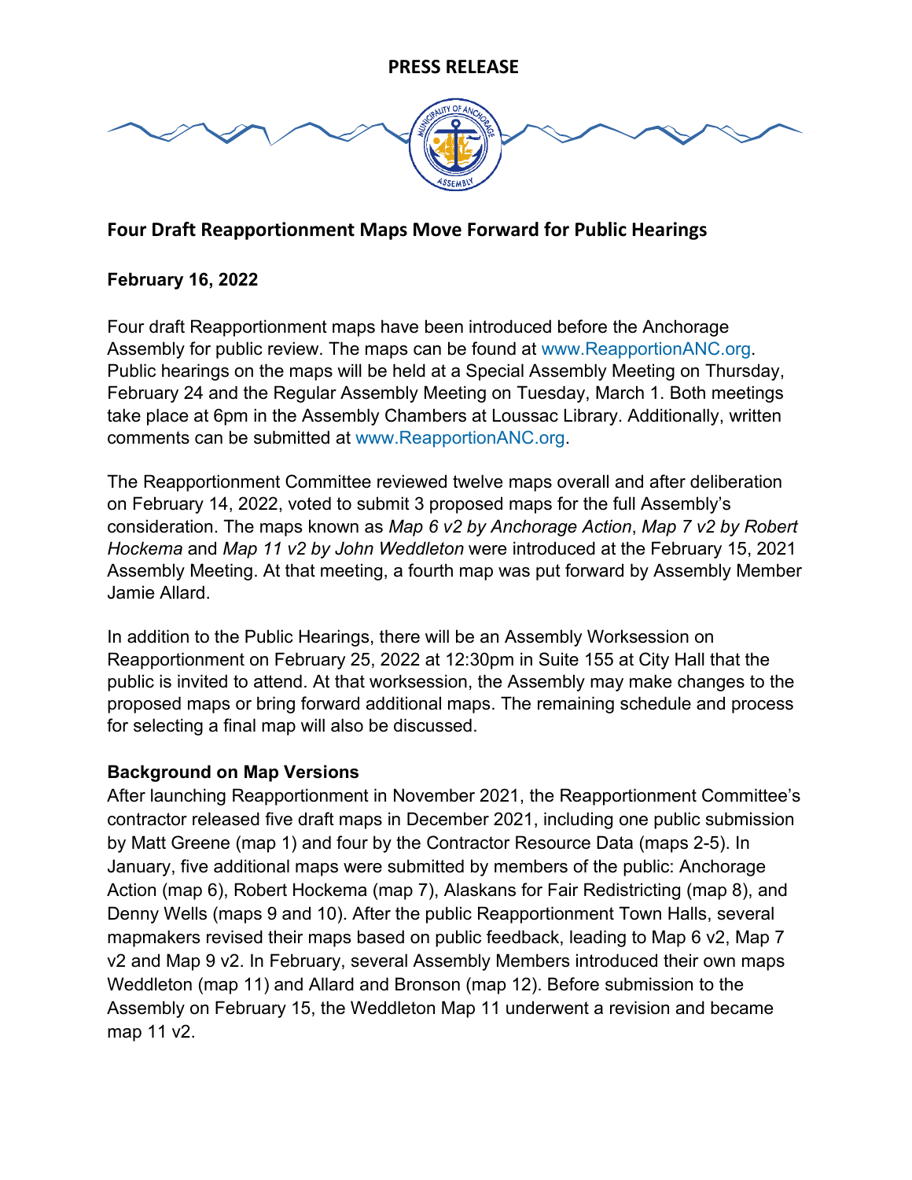# PRESS RELEASE

## Four Draft Reapportionment Maps Move Forward for Public Hearings

**February 16, 2022**

Four draft Reapportionment maps have been introduced before the Anchorage Assembly for public review. The maps can be found at www.ReapportionANC.org. Public hearings on the maps will be held at a Special Assembly Meeting on Thursday, February 24 and the Regular Assembly Meeting on Tuesday, March 1. Both meetings take place at 6pm in the Assembly Chambers at Loussac Library. Additionally, written comments can be submitted at www.ReapportionANC.org.

The Reapportionment Committee reviewed twelve maps overall and after deliberation on February 14, 2022, voted to submit 3 proposed maps for the full Assembly's consideration. The maps known as *Map 6 v2 by Anchorage Action*, *Map 7 v2 by Robert Hockema* and *Map 11 v2 by John Weddleton* were introduced at the February 15, 2021 Assembly Meeting. At that meeting, a fourth map was put forward by Assembly Member Jamie Allard.

In addition to the Public Hearings, there will be an Assembly Worksession on Reapportionment on February 25, 2022 at 12:30pm in Suite 155 at City Hall that the public is invited to attend. At that worksession, the Assembly may make changes to the proposed maps or bring forward additional maps. The remaining schedule and process for selecting a final map will also be discussed.

**Background on Map Versions**

After launching Reapportionment in November 2021, the Reapportionment Committee's contractor released five draft maps in December 2021, including one public submission by Matt Greene (map 1) and four by the Contractor Resource Data (maps 2-5). In January, five additional maps were submitted by members of the public: Anchorage Action (map 6), Robert Hockema (map 7), Alaskans for Fair Redistricting (map 8), and Denny Wells (maps 9 and 10). After the public Reapportionment Town Halls, several mapmakers revised their maps based on public feedback, leading to Map 6 v2, Map 7 v2 and Map 9 v2. In February, several Assembly Members introduced their own maps Weddleton (map 11) and Allard and Bronson (map 12). Before submission to the Assembly on February 15, the Weddleton Map 11 underwent a revision and became map 11 v2.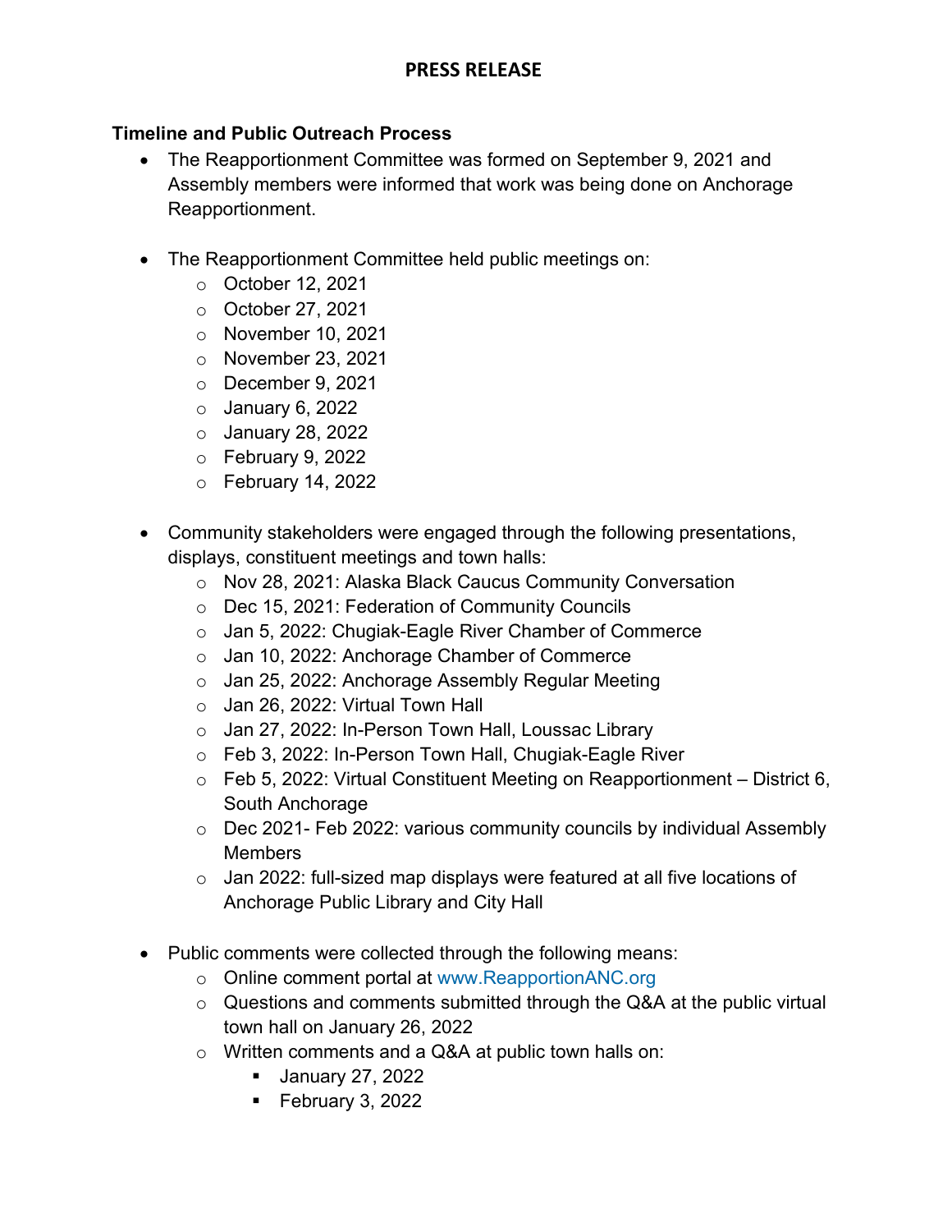## PRESS RELEASE

**Timeline and Public Outreach Process**

- The Reapportionment Committee was formed on September 9, 2021 and Assembly members were informed that work was being done on Anchorage Reapportionment.
- The Reapportionment Committee held public meetings on:
  - October 12, 2021
  - October 27, 2021
  - November 10, 2021
  - November 23, 2021
  - December 9, 2021
  - January 6, 2022
  - January 28, 2022
  - February 9, 2022
  - February 14, 2022
- Community stakeholders were engaged through the following presentations, displays, constituent meetings and town halls:
  - Nov 28, 2021: Alaska Black Caucus Community Conversation
  - Dec 15, 2021: Federation of Community Councils
  - Jan 5, 2022: Chugiak-Eagle River Chamber of Commerce
  - Jan 10, 2022: Anchorage Chamber of Commerce
  - Jan 25, 2022: Anchorage Assembly Regular Meeting
  - Jan 26, 2022: Virtual Town Hall
  - Jan 27, 2022: In-Person Town Hall, Loussac Library
  - Feb 3, 2022: In-Person Town Hall, Chugiak-Eagle River
  - Feb 5, 2022: Virtual Constituent Meeting on Reapportionment – District 6, South Anchorage
  - Dec 2021- Feb 2022: various community councils by individual Assembly Members
  - Jan 2022: full-sized map displays were featured at all five locations of Anchorage Public Library and City Hall
- Public comments were collected through the following means:
  - Online comment portal at www.ReapportionANC.org
  - Questions and comments submitted through the Q&A at the public virtual town hall on January 26, 2022
  - Written comments and a Q&A at public town halls on:
    - January 27, 2022
    - February 3, 2022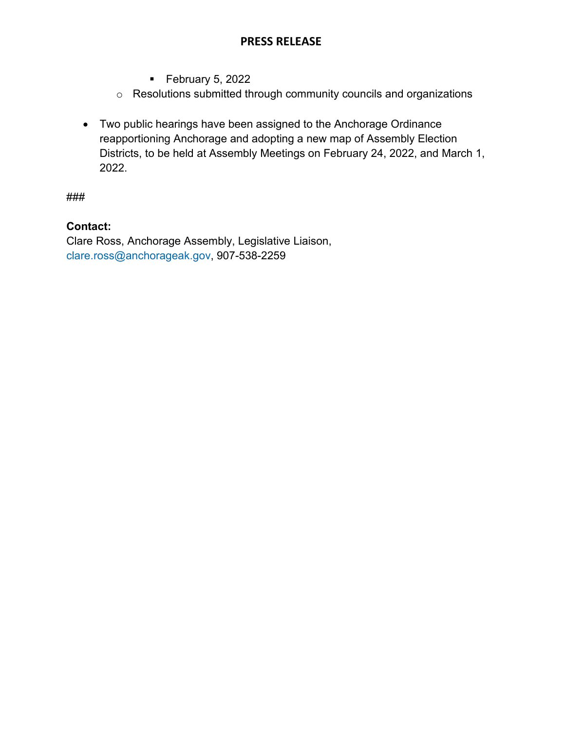- February 5, 2022
    - Resolutions submitted through community councils and organizations

- Two public hearings have been assigned to the Anchorage Ordinance reapportioning Anchorage and adopting a new map of Assembly Election Districts, to be held at Assembly Meetings on February 24, 2022, and March 1, 2022.

###

**Contact:**
Clare Ross, Anchorage Assembly, Legislative Liaison,
clare.ross@anchorageak.gov, 907-538-2259